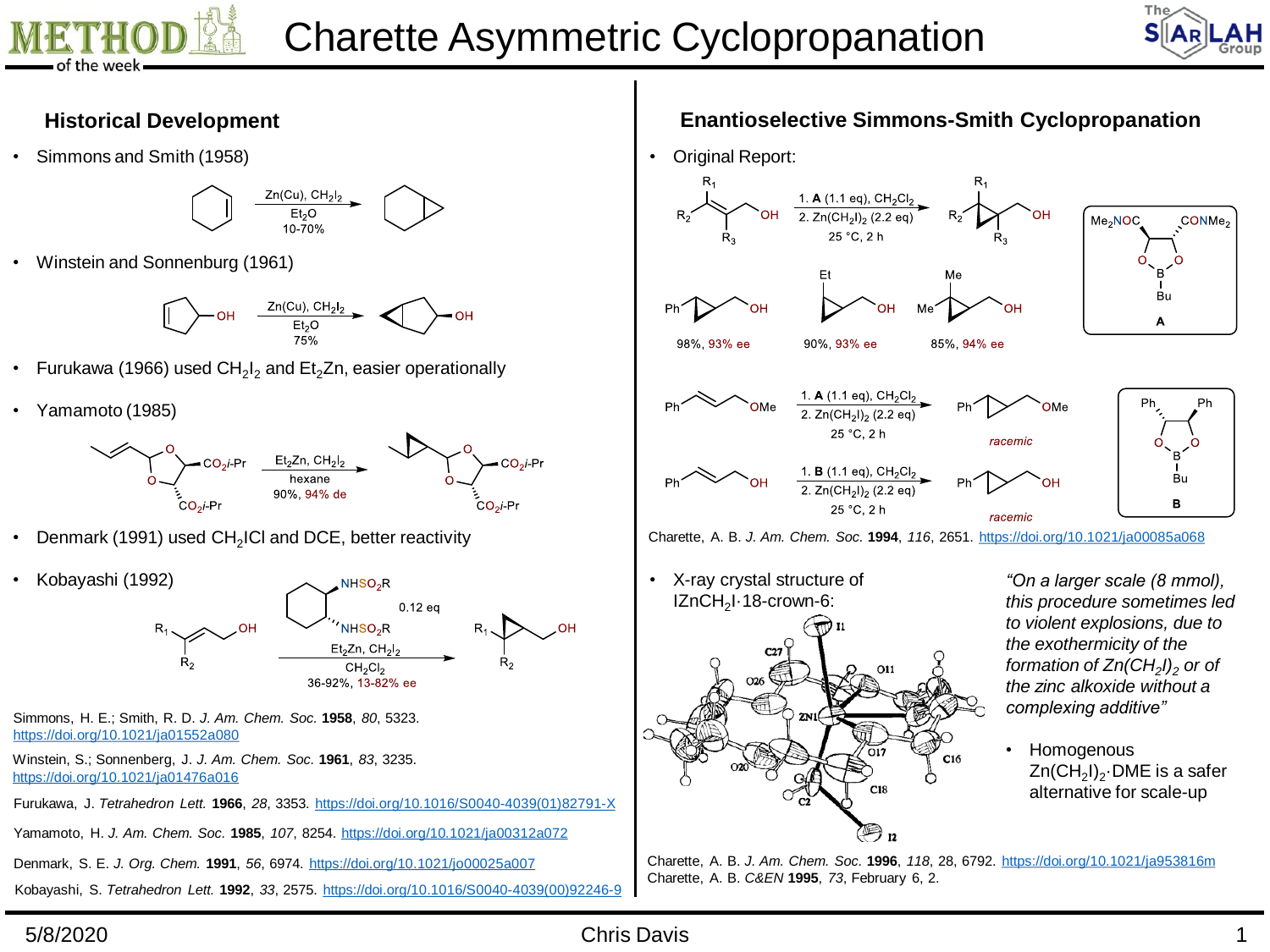# Charette Asymmetric Cyclopropanation

## Historical Development

- Simmons and Smith (1958)

$Zn(Cu)$, $CH_2I_2$ / $Et_2O$ / 10-70%

- Winstein and Sonnenburg (1961)

$Zn(Cu)$, $CH_2I_2$ / $Et_2O$ / 75%

- Furukawa (1966) used $CH_2I_2$ and $Et_2Zn$, easier operationally

- Yamamoto (1985)

$CO_2i$-Pr, $CO_2i$-Pr → $Et_2Zn$, $CH_2I_2$ / hexane / 90%, 94% de

- Denmark (1991) used $CH_2ICl$ and DCE, better reactivity

- Kobayashi (1992)

$NHSO_2R$ / $NHSO_2R$ (0.12 eq) / $Et_2Zn$, $CH_2I_2$ / $CH_2Cl_2$ / 36-92%, 13-82% ee

Simmons, H. E.; Smith, R. D. *J. Am. Chem. Soc.* **1958**, *80*, 5323. https://doi.org/10.1021/ja01552a080

Winstein, S.; Sonnenberg, J. *J. Am. Chem. Soc.* **1961**, *83*, 3235. https://doi.org/10.1021/ja01476a016

Furukawa, J. *Tetrahedron Lett.* **1966**, *28*, 3353. https://doi.org/10.1016/S0040-4039(01)82791-X

Yamamoto, H. *J. Am. Chem. Soc.* **1985**, *107*, 8254. https://doi.org/10.1021/ja00312a072

Denmark, S. E. *J. Org. Chem.* **1991**, *56*, 6974. https://doi.org/10.1021/jo00025a007

Kobayashi, S. *Tetrahedron Lett.* **1992**, *33*, 2575. https://doi.org/10.1016/S0040-4039(00)92246-9

## Enantioselective Simmons-Smith Cyclopropanation

- Original Report:

1. **A** (1.1 eq), $CH_2Cl_2$
2. $Zn(CH_2I)_2$ (2.2 eq)

25 °C, 2 h

Products: 98%, 93% ee; 90%, 93% ee; 85%, 94% ee

**A**: $Me_2NOC$, $CONMe_2$ dioxaborolane, B–Bu

1. **A** (1.1 eq), $CH_2Cl_2$
2. $Zn(CH_2I)_2$ (2.2 eq)

25 °C, 2 h — OMe substrate: *racemic*

1. **B** (1.1 eq), $CH_2Cl_2$
2. $Zn(CH_2I)_2$ (2.2 eq)

25 °C, 2 h — *racemic*

**B**: Ph, Ph dioxaborolane, B–Bu

Charette, A. B. *J. Am. Chem. Soc.* **1994**, *116*, 2651. https://doi.org/10.1021/ja00085a068

- X-ray crystal structure of $IZnCH_2I{\cdot}$18-crown-6:

*"On a larger scale (8 mmol), this procedure sometimes led to violent explosions, due to the exothermicity of the formation of $Zn(CH_2I)_2$ or of the zinc alkoxide without a complexing additive"*

- Homogenous $Zn(CH_2I)_2{\cdot}$DME is a safer alternative for scale-up

Charette, A. B. *J. Am. Chem. Soc.* **1996**, *118*, 28, 6792. https://doi.org/10.1021/ja953816m
Charette, A. B. *C&EN* **1995**, *73*, February 6, 2.

5/8/2020 Chris Davis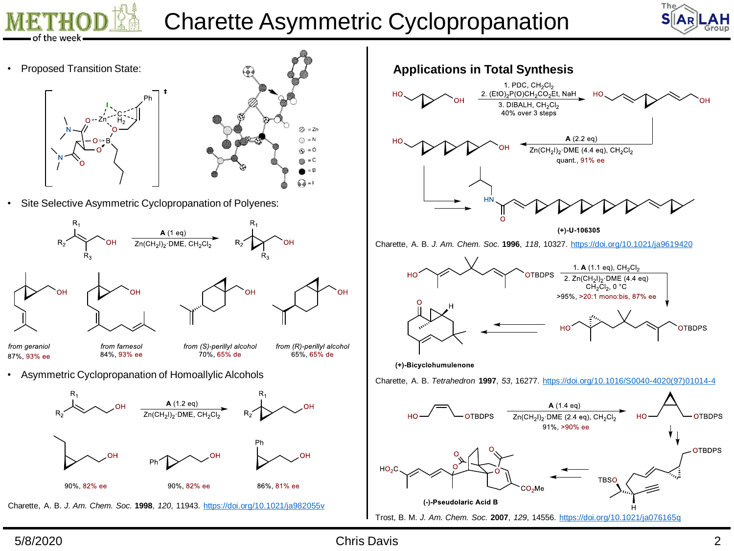# Charette Asymmetric Cyclopropanation

- Proposed Transition State:

= Zn
= N
= O
= C
= B
= I

- Site Selective Asymmetric Cyclopropanation of Polyenes:

**A** (1 eq)
$Zn(CH_2I)_2 \cdot DME$, $CH_2Cl_2$

*from geraniol* 87%, 93% ee

*from farnesol* 84%, 93% ee

*from (S)-perillyl alcohol* 70%, 65% de

*from (R)-perillyl alcohol* 65%, 65% de

- Asymmetric Cyclopropanation of Homoallylic Alcohols

**A** (1.2 eq)
$Zn(CH_2I)_2 \cdot DME$, $CH_2Cl_2$

90%, 82% ee

90%, 82% ee

86%, 81% ee

Charette, A. B. *J. Am. Chem. Soc.* **1998**, *120*, 11943. https://doi.org/10.1021/ja982055v

## Applications in Total Synthesis

1. PDC, $CH_2Cl_2$
2. $(EtO)_2P(O)CH_2CO_2Et$, NaH
3. DIBALH, $CH_2Cl_2$
40% over 3 steps

**A** (2.2 eq)
$Zn(CH_2I)_2 \cdot DME$ (4.4 eq), $CH_2Cl_2$
quant., 91% ee

**(+)-U-106305**

Charette, A. B. *J. Am. Chem. Soc.* **1996**, *118*, 10327. https://doi.org/10.1021/ja9619420

1. **A** (1.1 eq), $CH_2Cl_2$
2. $Zn(CH_2I)_2 \cdot DME$ (4.4 eq) $CH_2Cl_2$, 0 °C
>95%, >20:1 mono:bis, 87% ee

**(+)-Bicyclohumulenone**

Charette, A. B. *Tetrahedron* **1997**, *53*, 16277. https://doi.org/10.1016/S0040-4020(97)01014-4

**A** (1.4 eq)
$Zn(CH_2I)_2 \cdot DME$ (2.4 eq), $CH_2Cl_2$
91%, >90% ee

**(-)-Pseudolaric Acid B**

Trost, B. M. *J. Am. Chem. Soc.* **2007**, *129*, 14556. https://doi.org/10.1021/ja076165q

5/8/2020 Chris Davis